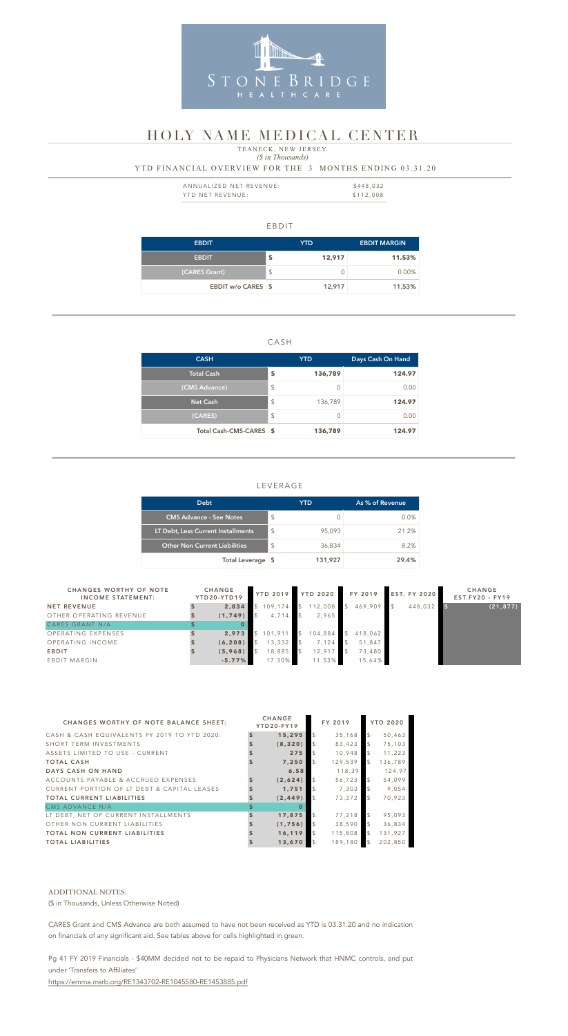STONEBRIDGE HEALTHCARE

# HOLY NAME MEDICAL CENTER

TEANECK, NEW JERSEY
*($ in Thousands)*

YTD FINANCIAL OVERVIEW FOR THE 3 MONTHS ENDING 03.31.20

| | |
|---|---|
| ANNUALIZED NET REVENUE: | $448,032 |
| YTD NET REVENUE: | $112,008 |

## EBDIT

| EBDIT | YTD | EBDIT MARGIN |
|---|---|---|
| **EBDIT** | **$ 12,917** | **11.53%** |
| (CARES Grant) | $ 0 | 0.00% |
| **EBDIT w/o CARES** | **$ 12,917** | **11.53%** |

## CASH

| CASH | YTD | Days Cash On Hand |
|---|---|---|
| **Total Cash** | **$ 136,789** | **124.97** |
| (CMS Advance) | $ 0 | 0.00 |
| **Net Cash** | $ 136,789 | **124.97** |
| (CARES) | $ 0 | 0.00 |
| **Total Cash-CMS-CARES** | **$ 136,789** | **124.97** |

## LEVERAGE

| Debt | YTD | As % of Revenue |
|---|---|---|
| CMS Advance - See Notes | $ 0 | 0.0% |
| LT Debt, Less Current Installments | $ 95,093 | 21.2% |
| Other Non Current Liabilities | $ 36,834 | 8.2% |
| **Total Leverage** | **$ 131,927** | **29.4%** |

| CHANGES WORTHY OF NOTE INCOME STATEMENT: | CHANGE YTD20-YTD19 | YTD 2019 | YTD 2020 | FY 2019 | EST. FY 2020 | CHANGE EST.FY20 - FY19 |
|---|---|---|---|---|---|---|
| **NET REVENUE** | **$ 2,834** | $ 109,174 | $ 112,008 | $ 469,909 | $ 448,032 | $ (21,877) |
| OTHER OPERATING REVENUE | **$ (1,749)** | $ 4,714 | $ 2,965 | | | |
| CARES GRANT N/A | **$ 0** | | | | | |
| OPERATING EXPENSES | **$ 2,973** | $ 101,911 | $ 104,884 | $ 418,062 | | |
| OPERATING INCOME | **$ (6,208)** | $ 13,332 | $ 7,124 | $ 51,847 | | |
| **EBDIT** | **$ (5,968)** | $ 18,885 | $ 12,917 | $ 73,480 | | |
| EBDIT MARGIN | **-5.77%** | 17.30% | 11.53% | 15.64% | | |

| CHANGES WORTHY OF NOTE BALANCE SHEET: | CHANGE YTD20-FY19 | FY 2019 | YTD 2020 |
|---|---|---|---|
| CASH & CASH EQUIVALENTS FY 2019 TO YTD 2020: | **$ 15,295** | $ 35,168 | $ 50,463 |
| SHORT TERM INVESTMENTS | **$ (8,320)** | $ 83,423 | $ 75,103 |
| ASSETS LIMITED TO USE - CURRENT | **$ 275** | $ 10,948 | $ 11,223 |
| **TOTAL CASH** | **$ 7,250** | $ 129,539 | $ 136,789 |
| **DAYS CASH ON HAND** | **6.58** | 118.39 | 124.97 |
| ACCOUNTS PAYABLE & ACCRUED EXPENSES | **$ (2,624)** | $ 56,723 | $ 54,099 |
| CURRENT PORTION OF LT DEBT & CAPITAL LEASES | **$ 1,751** | $ 7,303 | $ 9,054 |
| **TOTAL CURRENT LIABILITIES** | **$ (2,449)** | $ 73,372 | $ 70,923 |
| CMS ADVANCE N/A | **$ 0** | | |
| LT DEBT, NET OF CURRENT INSTALLMENTS | **$ 17,875** | $ 77,218 | $ 95,093 |
| OTHER NON CURRENT LIABILITIES | **$ (1,756)** | $ 38,590 | $ 36,834 |
| **TOTAL NON CURRENT LIABILITIES** | **$ 16,119** | $ 115,808 | $ 131,927 |
| **TOTAL LIABILITIES** | **$ 13,670** | $ 189,180 | $ 202,850 |

ADDITIONAL NOTES:
($ in Thousands, Unless Otherwise Noted)

CARES Grant and CMS Advance are both assumed to have not been received as YTD is 03.31.20 and no indication on financials of any significant aid. See tables above for cells highlighted in green.

Pg 41 FY 2019 Financials - $40MM decided not to be repaid to Physicians Network that HNMC controls, and put under 'Transfers to Affiliates'
https://emma.msrb.org/RE1343702-RE1045580-RE1453885.pdf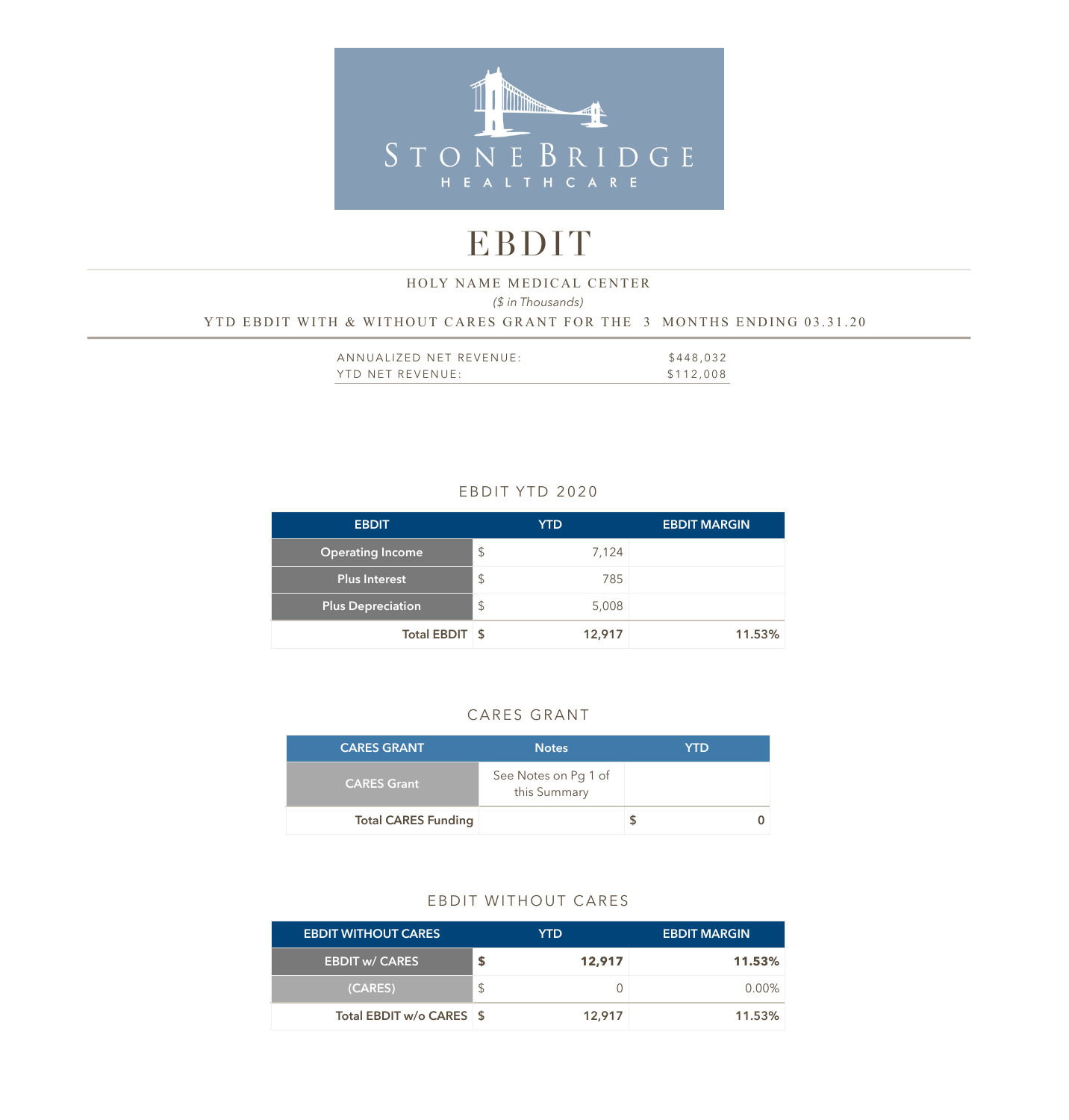STONE BRIDGE
HEALTHCARE

# EBDIT

HOLY NAME MEDICAL CENTER

*($ in Thousands)*

YTD EBDIT WITH & WITHOUT CARES GRANT FOR THE 3 MONTHS ENDING 03.31.20

| | |
|---|---|
| ANNUALIZED NET REVENUE: | $448,032 |
| YTD NET REVENUE: | $112,008 |

## EBDIT YTD 2020

| EBDIT | | YTD | EBDIT MARGIN |
|---|---|---|---|
| Operating Income | $ | 7,124 | |
| Plus Interest | $ | 785 | |
| Plus Depreciation | $ | 5,008 | |
| **Total EBDIT** | **$** | **12,917** | **11.53%** |

## CARES GRANT

| CARES GRANT | Notes | | YTD |
|---|---|---|---|
| CARES Grant | See Notes on Pg 1 of this Summary | | |
| **Total CARES Funding** | | **$** | **0** |

## EBDIT WITHOUT CARES

| EBDIT WITHOUT CARES | | YTD | EBDIT MARGIN |
|---|---|---|---|
| **EBDIT w/ CARES** | **$** | **12,917** | **11.53%** |
| (CARES) | $ | 0 | 0.00% |
| **Total EBDIT w/o CARES** | **$** | **12,917** | **11.53%** |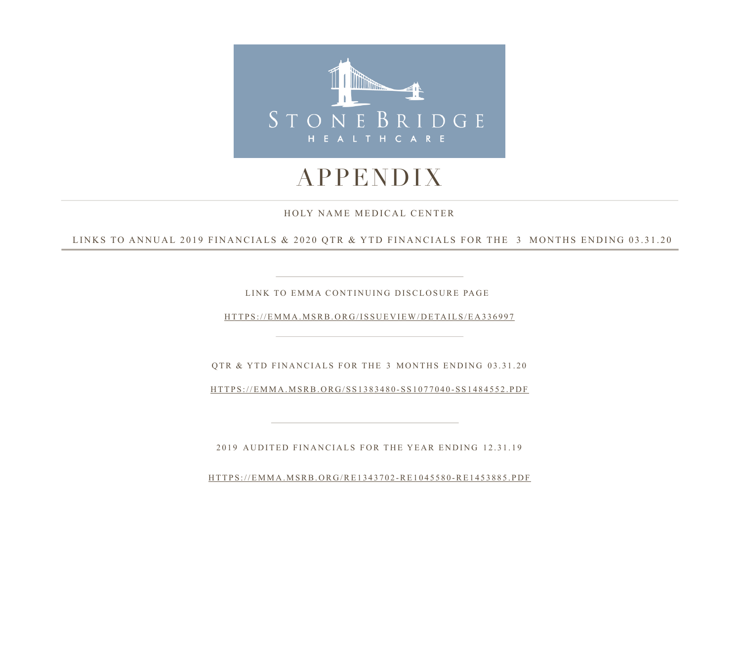STONEBRIDGE

HEALTHCARE

# APPENDIX

HOLY NAME MEDICAL CENTER

LINKS TO ANNUAL 2019 FINANCIALS & 2020 QTR & YTD FINANCIALS FOR THE 3 MONTHS ENDING 03.31.20

---

LINK TO EMMA CONTINUING DISCLOSURE PAGE

HTTPS://EMMA.MSRB.ORG/ISSUEVIEW/DETAILS/EA336997

---

QTR & YTD FINANCIALS FOR THE 3 MONTHS ENDING 03.31.20

HTTPS://EMMA.MSRB.ORG/SS1383480-SS1077040-SS1484552.PDF

---

2019 AUDITED FINANCIALS FOR THE YEAR ENDING 12.31.19

HTTPS://EMMA.MSRB.ORG/RE1343702-RE1045580-RE1453885.PDF